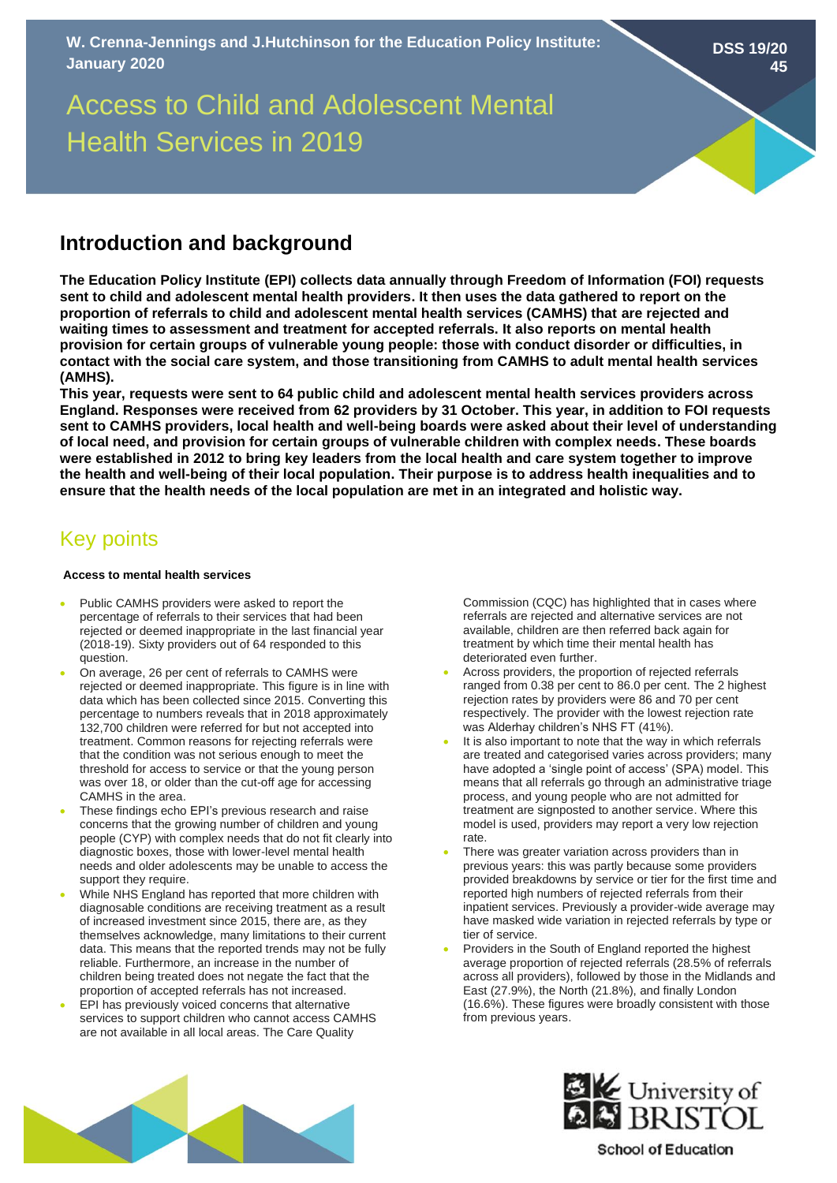W. Crenna-Jennings and J.Hutchinson for the Education Policy Institute: January 2020

DSS 19/20 45

# Access to Child and Adolescent Mental Health Services in 2019

## Introduction and background

**The Education Policy Institute (EPI) collects data annually through Freedom of Information (FOI) requests sent to child and adolescent mental health providers. It then uses the data gathered to report on the proportion of referrals to child and adolescent mental health services (CAMHS) that are rejected and waiting times to assessment and treatment for accepted referrals. It also reports on mental health provision for certain groups of vulnerable young people: those with conduct disorder or difficulties, in contact with the social care system, and those transitioning from CAMHS to adult mental health services (AMHS).**

**This year, requests were sent to 64 public child and adolescent mental health services providers across England. Responses were received from 62 providers by 31 October. This year, in addition to FOI requests sent to CAMHS providers, local health and well-being boards were asked about their level of understanding of local need, and provision for certain groups of vulnerable children with complex needs. These boards were established in 2012 to bring key leaders from the local health and care system together to improve the health and well-being of their local population. Their purpose is to address health inequalities and to ensure that the health needs of the local population are met in an integrated and holistic way.**

## Key points

**Access to mental health services**

- Public CAMHS providers were asked to report the percentage of referrals to their services that had been rejected or deemed inappropriate in the last financial year (2018-19). Sixty providers out of 64 responded to this question.
- On average, 26 per cent of referrals to CAMHS were rejected or deemed inappropriate. This figure is in line with data which has been collected since 2015. Converting this percentage to numbers reveals that in 2018 approximately 132,700 children were referred for but not accepted into treatment. Common reasons for rejecting referrals were that the condition was not serious enough to meet the threshold for access to service or that the young person was over 18, or older than the cut-off age for accessing CAMHS in the area.
- These findings echo EPI's previous research and raise concerns that the growing number of children and young people (CYP) with complex needs that do not fit clearly into diagnostic boxes, those with lower-level mental health needs and older adolescents may be unable to access the support they require.
- While NHS England has reported that more children with diagnosable conditions are receiving treatment as a result of increased investment since 2015, there are, as they themselves acknowledge, many limitations to their current data. This means that the reported trends may not be fully reliable. Furthermore, an increase in the number of children being treated does not negate the fact that the proportion of accepted referrals has not increased.
- EPI has previously voiced concerns that alternative services to support children who cannot access CAMHS are not available in all local areas. The Care Quality Commission (CQC) has highlighted that in cases where referrals are rejected and alternative services are not available, children are then referred back again for treatment by which time their mental health has deteriorated even further.
- Across providers, the proportion of rejected referrals ranged from 0.38 per cent to 86.0 per cent. The 2 highest rejection rates by providers were 86 and 70 per cent respectively. The provider with the lowest rejection rate was Alderhay children's NHS FT (41%).
- It is also important to note that the way in which referrals are treated and categorised varies across providers; many have adopted a 'single point of access' (SPA) model. This means that all referrals go through an administrative triage process, and young people who are not admitted for treatment are signposted to another service. Where this model is used, providers may report a very low rejection rate.
- There was greater variation across providers than in previous years: this was partly because some providers provided breakdowns by service or tier for the first time and reported high numbers of rejected referrals from their inpatient services. Previously a provider-wide average may have masked wide variation in rejected referrals by type or tier of service.
- Providers in the South of England reported the highest average proportion of rejected referrals (28.5% of referrals across all providers), followed by those in the Midlands and East (27.9%), the North (21.8%), and finally London (16.6%). These figures were broadly consistent with those from previous years.

University of BRISTOL

School of Education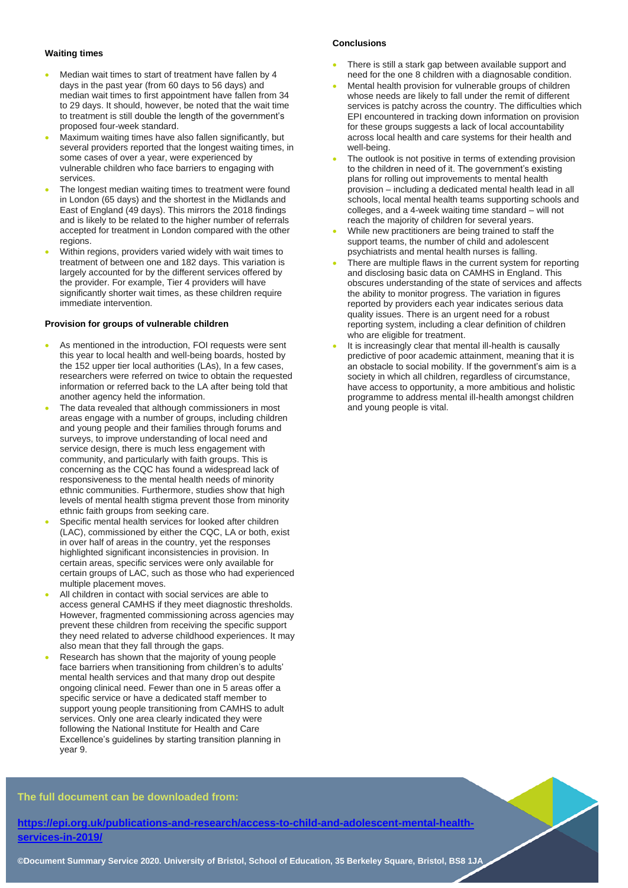### Waiting times

- Median wait times to start of treatment have fallen by 4 days in the past year (from 60 days to 56 days) and median wait times to first appointment have fallen from 34 to 29 days. It should, however, be noted that the wait time to treatment is still double the length of the government's proposed four-week standard.
- Maximum waiting times have also fallen significantly, but several providers reported that the longest waiting times, in some cases of over a year, were experienced by vulnerable children who face barriers to engaging with services.
- The longest median waiting times to treatment were found in London (65 days) and the shortest in the Midlands and East of England (49 days). This mirrors the 2018 findings and is likely to be related to the higher number of referrals accepted for treatment in London compared with the other regions.
- Within regions, providers varied widely with wait times to treatment of between one and 182 days. This variation is largely accounted for by the different services offered by the provider. For example, Tier 4 providers will have significantly shorter wait times, as these children require immediate intervention.

### Provision for groups of vulnerable children

- As mentioned in the introduction, FOI requests were sent this year to local health and well-being boards, hosted by the 152 upper tier local authorities (LAs), In a few cases, researchers were referred on twice to obtain the requested information or referred back to the LA after being told that another agency held the information.
- The data revealed that although commissioners in most areas engage with a number of groups, including children and young people and their families through forums and surveys, to improve understanding of local need and service design, there is much less engagement with community, and particularly with faith groups. This is concerning as the CQC has found a widespread lack of responsiveness to the mental health needs of minority ethnic communities. Furthermore, studies show that high levels of mental health stigma prevent those from minority ethnic faith groups from seeking care.
- Specific mental health services for looked after children (LAC), commissioned by either the CQC, LA or both, exist in over half of areas in the country, yet the responses highlighted significant inconsistencies in provision. In certain areas, specific services were only available for certain groups of LAC, such as those who had experienced multiple placement moves.
- All children in contact with social services are able to access general CAMHS if they meet diagnostic thresholds. However, fragmented commissioning across agencies may prevent these children from receiving the specific support they need related to adverse childhood experiences. It may also mean that they fall through the gaps.
- Research has shown that the majority of young people face barriers when transitioning from children's to adults' mental health services and that many drop out despite ongoing clinical need. Fewer than one in 5 areas offer a specific service or have a dedicated staff member to support young people transitioning from CAMHS to adult services. Only one area clearly indicated they were following the National Institute for Health and Care Excellence's guidelines by starting transition planning in year 9.

### Conclusions

- There is still a stark gap between available support and need for the one 8 children with a diagnosable condition.
- Mental health provision for vulnerable groups of children whose needs are likely to fall under the remit of different services is patchy across the country. The difficulties which EPI encountered in tracking down information on provision for these groups suggests a lack of local accountability across local health and care systems for their health and well-being.
- The outlook is not positive in terms of extending provision to the children in need of it. The government's existing plans for rolling out improvements to mental health provision – including a dedicated mental health lead in all schools, local mental health teams supporting schools and colleges, and a 4-week waiting time standard – will not reach the majority of children for several years.
- While new practitioners are being trained to staff the support teams, the number of child and adolescent psychiatrists and mental health nurses is falling.
- There are multiple flaws in the current system for reporting and disclosing basic data on CAMHS in England. This obscures understanding of the state of services and affects the ability to monitor progress. The variation in figures reported by providers each year indicates serious data quality issues. There is an urgent need for a robust reporting system, including a clear definition of children who are eligible for treatment.
- It is increasingly clear that mental ill-health is causally predictive of poor academic attainment, meaning that it is an obstacle to social mobility. If the government's aim is a society in which all children, regardless of circumstance, have access to opportunity, a more ambitious and holistic programme to address mental ill-health amongst children and young people is vital.

**The full document can be downloaded from:**

**https://epi.org.uk/publications-and-research/access-to-child-and-adolescent-mental-health-services-in-2019/**

**©Document Summary Service 2020. University of Bristol, School of Education, 35 Berkeley Square, Bristol, BS8 1JA**